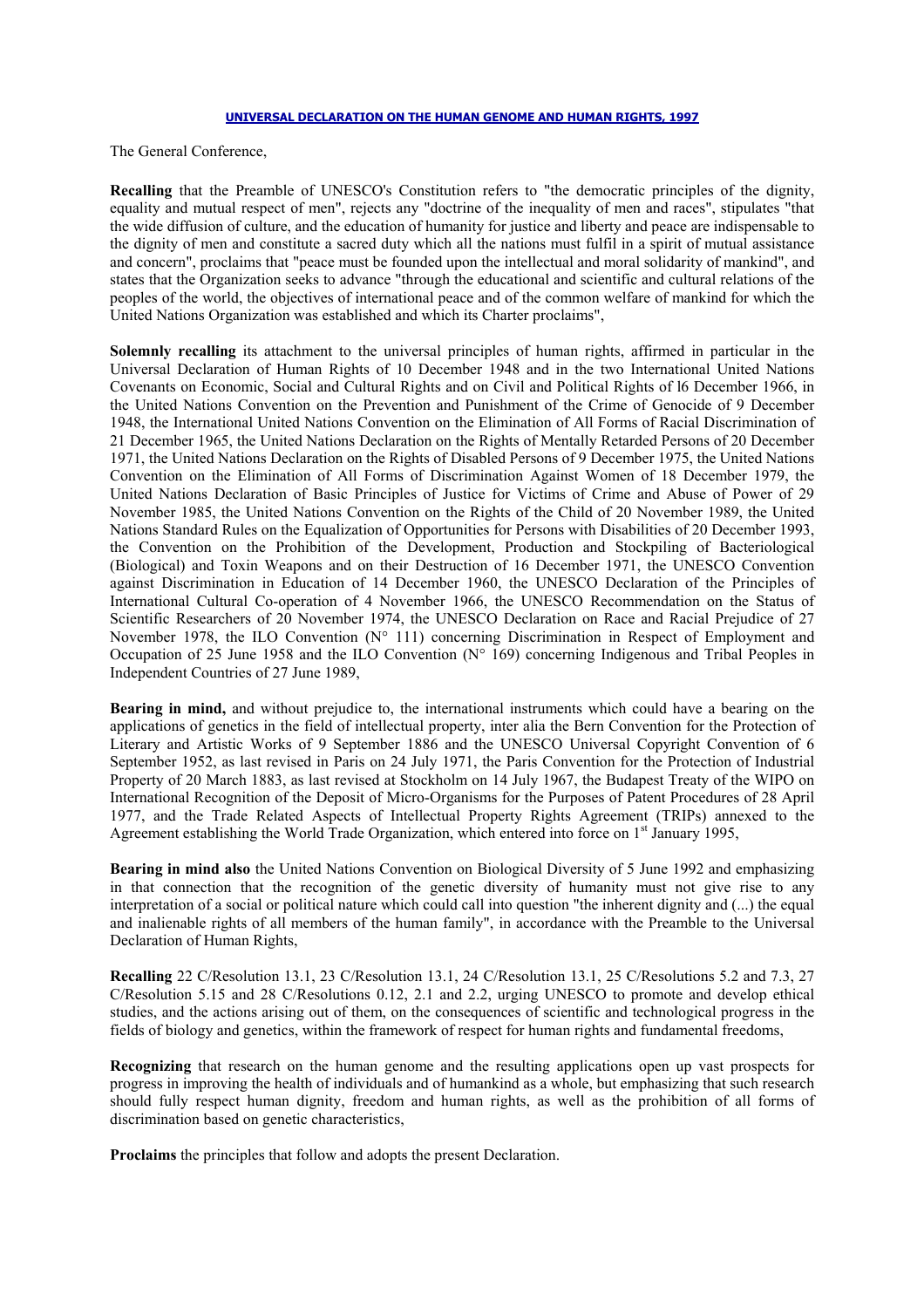# UNIVERSAL DECLARATION ON THE HUMAN GENOME AND HUMAN RIGHTS, 1997

The General Conference,

**Recalling** that the Preamble of UNESCO's Constitution refers to "the democratic principles of the dignity, equality and mutual respect of men", rejects any "doctrine of the inequality of men and races", stipulates "that the wide diffusion of culture, and the education of humanity for justice and liberty and peace are indispensable to the dignity of men and constitute a sacred duty which all the nations must fulfil in a spirit of mutual assistance and concern", proclaims that "peace must be founded upon the intellectual and moral solidarity of mankind", and states that the Organization seeks to advance "through the educational and scientific and cultural relations of the peoples of the world, the objectives of international peace and of the common welfare of mankind for which the United Nations Organization was established and which its Charter proclaims",

**Solemnly recalling** its attachment to the universal principles of human rights, affirmed in particular in the Universal Declaration of Human Rights of 10 December 1948 and in the two International United Nations Covenants on Economic, Social and Cultural Rights and on Civil and Political Rights of l6 December 1966, in the United Nations Convention on the Prevention and Punishment of the Crime of Genocide of 9 December 1948, the International United Nations Convention on the Elimination of All Forms of Racial Discrimination of 21 December 1965, the United Nations Declaration on the Rights of Mentally Retarded Persons of 20 December 1971, the United Nations Declaration on the Rights of Disabled Persons of 9 December 1975, the United Nations Convention on the Elimination of All Forms of Discrimination Against Women of 18 December 1979, the United Nations Declaration of Basic Principles of Justice for Victims of Crime and Abuse of Power of 29 November 1985, the United Nations Convention on the Rights of the Child of 20 November 1989, the United Nations Standard Rules on the Equalization of Opportunities for Persons with Disabilities of 20 December 1993, the Convention on the Prohibition of the Development, Production and Stockpiling of Bacteriological (Biological) and Toxin Weapons and on their Destruction of 16 December 1971, the UNESCO Convention against Discrimination in Education of 14 December 1960, the UNESCO Declaration of the Principles of International Cultural Co-operation of 4 November 1966, the UNESCO Recommendation on the Status of Scientific Researchers of 20 November 1974, the UNESCO Declaration on Race and Racial Prejudice of 27 November 1978, the ILO Convention (N° 111) concerning Discrimination in Respect of Employment and Occupation of 25 June 1958 and the ILO Convention (N° 169) concerning Indigenous and Tribal Peoples in Independent Countries of 27 June 1989,

**Bearing in mind,** and without prejudice to, the international instruments which could have a bearing on the applications of genetics in the field of intellectual property, inter alia the Bern Convention for the Protection of Literary and Artistic Works of 9 September 1886 and the UNESCO Universal Copyright Convention of 6 September 1952, as last revised in Paris on 24 July 1971, the Paris Convention for the Protection of Industrial Property of 20 March 1883, as last revised at Stockholm on 14 July 1967, the Budapest Treaty of the WIPO on International Recognition of the Deposit of Micro-Organisms for the Purposes of Patent Procedures of 28 April 1977, and the Trade Related Aspects of Intellectual Property Rights Agreement (TRIPs) annexed to the Agreement establishing the World Trade Organization, which entered into force on 1st January 1995,

**Bearing in mind also** the United Nations Convention on Biological Diversity of 5 June 1992 and emphasizing in that connection that the recognition of the genetic diversity of humanity must not give rise to any interpretation of a social or political nature which could call into question "the inherent dignity and (...) the equal and inalienable rights of all members of the human family", in accordance with the Preamble to the Universal Declaration of Human Rights,

**Recalling** 22 C/Resolution 13.1, 23 C/Resolution 13.1, 24 C/Resolution 13.1, 25 C/Resolutions 5.2 and 7.3, 27 C/Resolution 5.15 and 28 C/Resolutions 0.12, 2.1 and 2.2, urging UNESCO to promote and develop ethical studies, and the actions arising out of them, on the consequences of scientific and technological progress in the fields of biology and genetics, within the framework of respect for human rights and fundamental freedoms,

**Recognizing** that research on the human genome and the resulting applications open up vast prospects for progress in improving the health of individuals and of humankind as a whole, but emphasizing that such research should fully respect human dignity, freedom and human rights, as well as the prohibition of all forms of discrimination based on genetic characteristics,

**Proclaims** the principles that follow and adopts the present Declaration.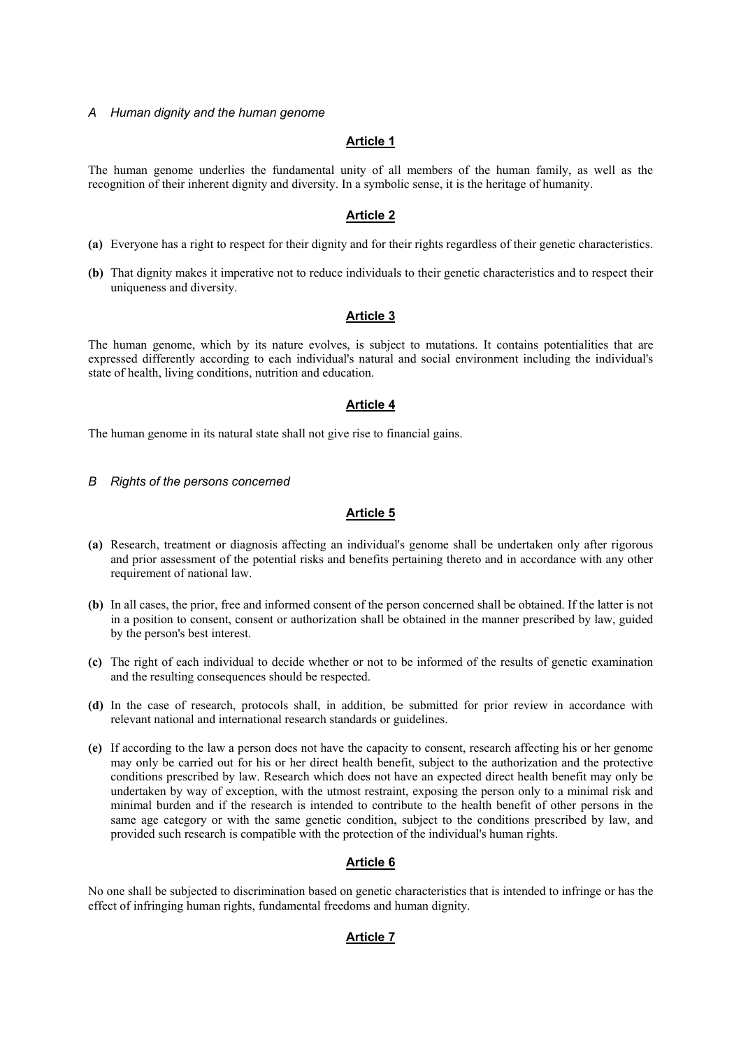*A Human dignity and the human genome*

**Article 1**

The human genome underlies the fundamental unity of all members of the human family, as well as the recognition of their inherent dignity and diversity. In a symbolic sense, it is the heritage of humanity.

**Article 2**

**(a)** Everyone has a right to respect for their dignity and for their rights regardless of their genetic characteristics.

**(b)** That dignity makes it imperative not to reduce individuals to their genetic characteristics and to respect their uniqueness and diversity.

**Article 3**

The human genome, which by its nature evolves, is subject to mutations. It contains potentialities that are expressed differently according to each individual's natural and social environment including the individual's state of health, living conditions, nutrition and education.

**Article 4**

The human genome in its natural state shall not give rise to financial gains.

*B Rights of the persons concerned*

**Article 5**

**(a)** Research, treatment or diagnosis affecting an individual's genome shall be undertaken only after rigorous and prior assessment of the potential risks and benefits pertaining thereto and in accordance with any other requirement of national law.

**(b)** In all cases, the prior, free and informed consent of the person concerned shall be obtained. If the latter is not in a position to consent, consent or authorization shall be obtained in the manner prescribed by law, guided by the person's best interest.

**(c)** The right of each individual to decide whether or not to be informed of the results of genetic examination and the resulting consequences should be respected.

**(d)** In the case of research, protocols shall, in addition, be submitted for prior review in accordance with relevant national and international research standards or guidelines.

**(e)** If according to the law a person does not have the capacity to consent, research affecting his or her genome may only be carried out for his or her direct health benefit, subject to the authorization and the protective conditions prescribed by law. Research which does not have an expected direct health benefit may only be undertaken by way of exception, with the utmost restraint, exposing the person only to a minimal risk and minimal burden and if the research is intended to contribute to the health benefit of other persons in the same age category or with the same genetic condition, subject to the conditions prescribed by law, and provided such research is compatible with the protection of the individual's human rights.

**Article 6**

No one shall be subjected to discrimination based on genetic characteristics that is intended to infringe or has the effect of infringing human rights, fundamental freedoms and human dignity.

**Article 7**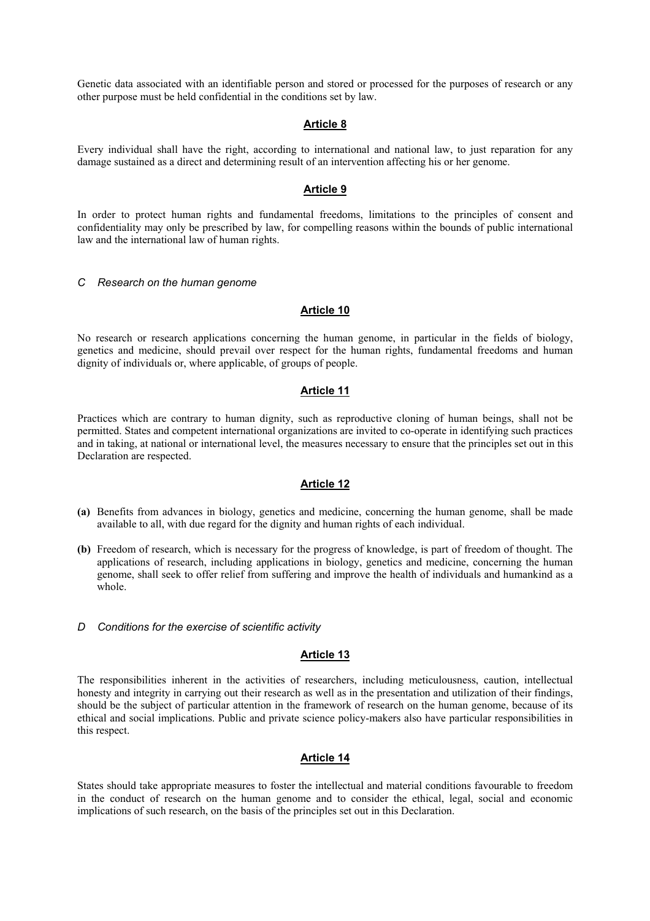Genetic data associated with an identifiable person and stored or processed for the purposes of research or any other purpose must be held confidential in the conditions set by law.

### Article 8

Every individual shall have the right, according to international and national law, to just reparation for any damage sustained as a direct and determining result of an intervention affecting his or her genome.

### Article 9

In order to protect human rights and fundamental freedoms, limitations to the principles of consent and confidentiality may only be prescribed by law, for compelling reasons within the bounds of public international law and the international law of human rights.

## *C Research on the human genome*

### Article 10

No research or research applications concerning the human genome, in particular in the fields of biology, genetics and medicine, should prevail over respect for the human rights, fundamental freedoms and human dignity of individuals or, where applicable, of groups of people.

### Article 11

Practices which are contrary to human dignity, such as reproductive cloning of human beings, shall not be permitted. States and competent international organizations are invited to co-operate in identifying such practices and in taking, at national or international level, the measures necessary to ensure that the principles set out in this Declaration are respected.

### Article 12

**(a)** Benefits from advances in biology, genetics and medicine, concerning the human genome, shall be made available to all, with due regard for the dignity and human rights of each individual.

**(b)** Freedom of research, which is necessary for the progress of knowledge, is part of freedom of thought. The applications of research, including applications in biology, genetics and medicine, concerning the human genome, shall seek to offer relief from suffering and improve the health of individuals and humankind as a whole.

## *D Conditions for the exercise of scientific activity*

### Article 13

The responsibilities inherent in the activities of researchers, including meticulousness, caution, intellectual honesty and integrity in carrying out their research as well as in the presentation and utilization of their findings, should be the subject of particular attention in the framework of research on the human genome, because of its ethical and social implications. Public and private science policy-makers also have particular responsibilities in this respect.

### Article 14

States should take appropriate measures to foster the intellectual and material conditions favourable to freedom in the conduct of research on the human genome and to consider the ethical, legal, social and economic implications of such research, on the basis of the principles set out in this Declaration.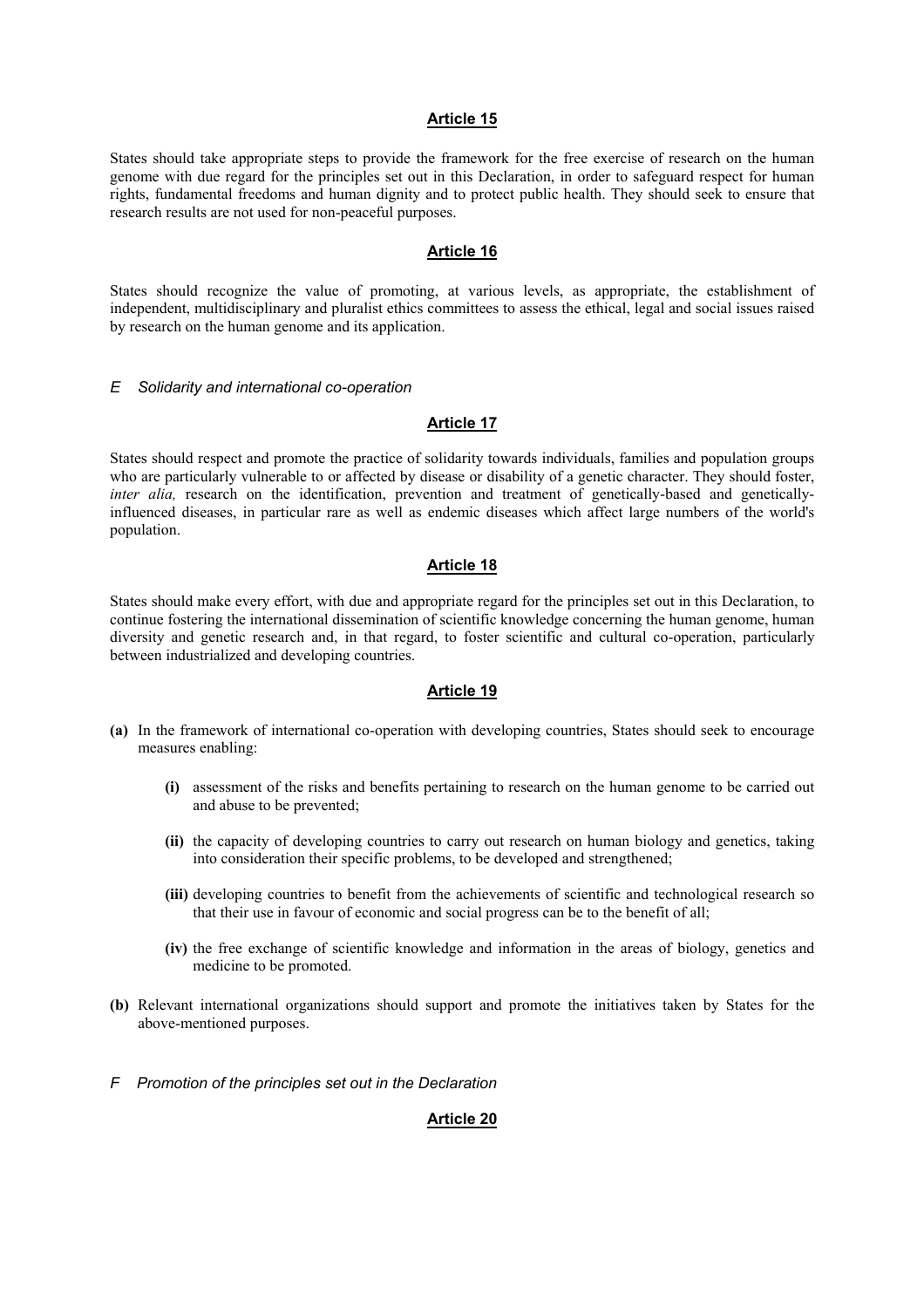## Article 15

States should take appropriate steps to provide the framework for the free exercise of research on the human genome with due regard for the principles set out in this Declaration, in order to safeguard respect for human rights, fundamental freedoms and human dignity and to protect public health. They should seek to ensure that research results are not used for non-peaceful purposes.

## Article 16

States should recognize the value of promoting, at various levels, as appropriate, the establishment of independent, multidisciplinary and pluralist ethics committees to assess the ethical, legal and social issues raised by research on the human genome and its application.

### *E Solidarity and international co-operation*

## Article 17

States should respect and promote the practice of solidarity towards individuals, families and population groups who are particularly vulnerable to or affected by disease or disability of a genetic character. They should foster, *inter alia,* research on the identification, prevention and treatment of genetically-based and genetically-influenced diseases, in particular rare as well as endemic diseases which affect large numbers of the world's population.

## Article 18

States should make every effort, with due and appropriate regard for the principles set out in this Declaration, to continue fostering the international dissemination of scientific knowledge concerning the human genome, human diversity and genetic research and, in that regard, to foster scientific and cultural co-operation, particularly between industrialized and developing countries.

## Article 19

**(a)** In the framework of international co-operation with developing countries, States should seek to encourage measures enabling:

- **(i)** assessment of the risks and benefits pertaining to research on the human genome to be carried out and abuse to be prevented;
- **(ii)** the capacity of developing countries to carry out research on human biology and genetics, taking into consideration their specific problems, to be developed and strengthened;
- **(iii)** developing countries to benefit from the achievements of scientific and technological research so that their use in favour of economic and social progress can be to the benefit of all;
- **(iv)** the free exchange of scientific knowledge and information in the areas of biology, genetics and medicine to be promoted.

**(b)** Relevant international organizations should support and promote the initiatives taken by States for the above-mentioned purposes.

### *F Promotion of the principles set out in the Declaration*

## Article 20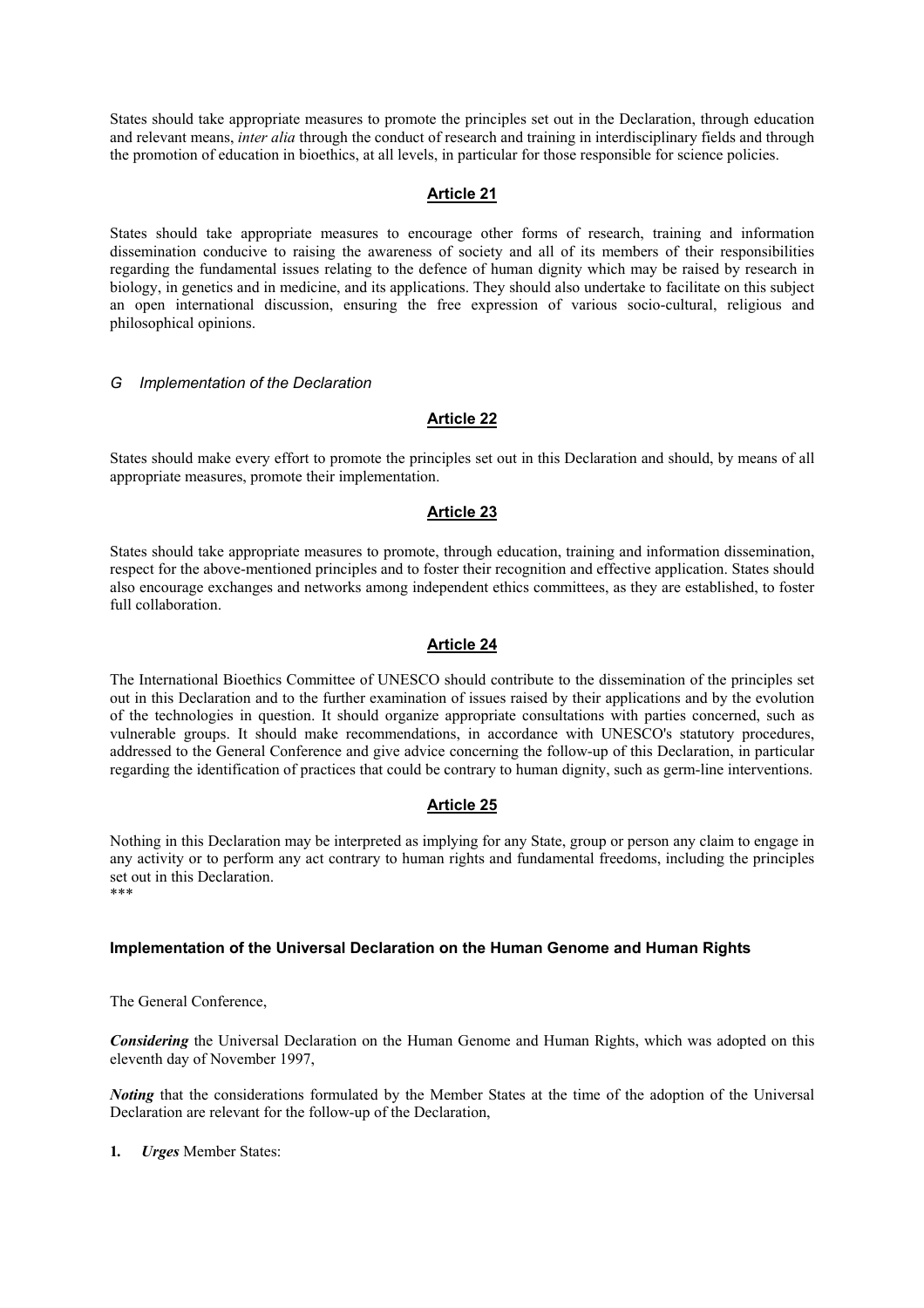States should take appropriate measures to promote the principles set out in the Declaration, through education and relevant means, *inter alia* through the conduct of research and training in interdisciplinary fields and through the promotion of education in bioethics, at all levels, in particular for those responsible for science policies.

## Article 21

States should take appropriate measures to encourage other forms of research, training and information dissemination conducive to raising the awareness of society and all of its members of their responsibilities regarding the fundamental issues relating to the defence of human dignity which may be raised by research in biology, in genetics and in medicine, and its applications. They should also undertake to facilitate on this subject an open international discussion, ensuring the free expression of various socio-cultural, religious and philosophical opinions.

### *G Implementation of the Declaration*

## Article 22

States should make every effort to promote the principles set out in this Declaration and should, by means of all appropriate measures, promote their implementation.

## Article 23

States should take appropriate measures to promote, through education, training and information dissemination, respect for the above-mentioned principles and to foster their recognition and effective application. States should also encourage exchanges and networks among independent ethics committees, as they are established, to foster full collaboration.

## Article 24

The International Bioethics Committee of UNESCO should contribute to the dissemination of the principles set out in this Declaration and to the further examination of issues raised by their applications and by the evolution of the technologies in question. It should organize appropriate consultations with parties concerned, such as vulnerable groups. It should make recommendations, in accordance with UNESCO's statutory procedures, addressed to the General Conference and give advice concerning the follow-up of this Declaration, in particular regarding the identification of practices that could be contrary to human dignity, such as germ-line interventions.

## Article 25

Nothing in this Declaration may be interpreted as implying for any State, group or person any claim to engage in any activity or to perform any act contrary to human rights and fundamental freedoms, including the principles set out in this Declaration.

***

### Implementation of the Universal Declaration on the Human Genome and Human Rights

The General Conference,

***Considering*** the Universal Declaration on the Human Genome and Human Rights, which was adopted on this eleventh day of November 1997,

***Noting*** that the considerations formulated by the Member States at the time of the adoption of the Universal Declaration are relevant for the follow-up of the Declaration,

**1.** ***Urges*** Member States: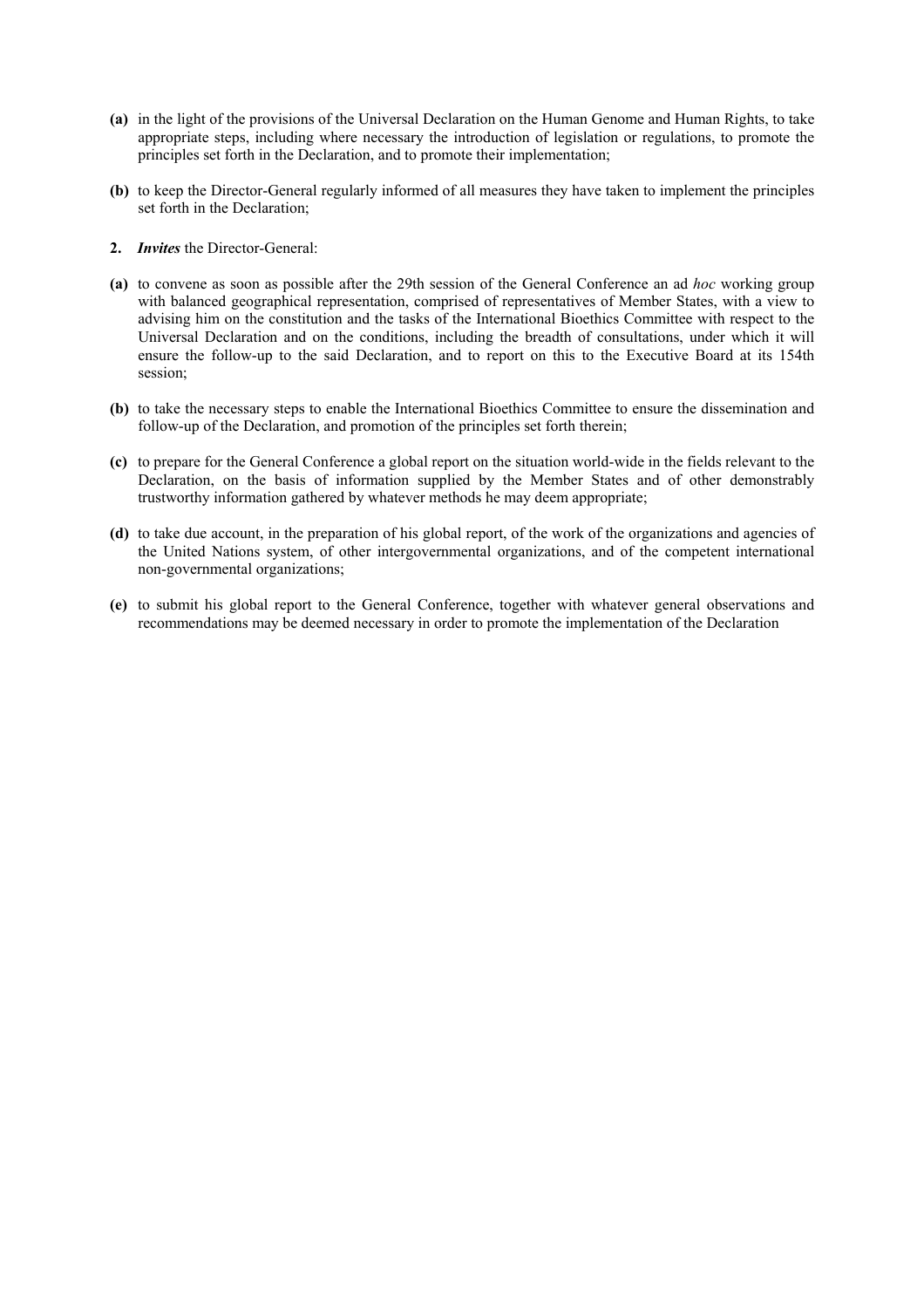**(a)** in the light of the provisions of the Universal Declaration on the Human Genome and Human Rights, to take appropriate steps, including where necessary the introduction of legislation or regulations, to promote the principles set forth in the Declaration, and to promote their implementation;

**(b)** to keep the Director-General regularly informed of all measures they have taken to implement the principles set forth in the Declaration;

**2.** ***Invites*** the Director-General:

**(a)** to convene as soon as possible after the 29th session of the General Conference an ad *hoc* working group with balanced geographical representation, comprised of representatives of Member States, with a view to advising him on the constitution and the tasks of the International Bioethics Committee with respect to the Universal Declaration and on the conditions, including the breadth of consultations, under which it will ensure the follow-up to the said Declaration, and to report on this to the Executive Board at its 154th session;

**(b)** to take the necessary steps to enable the International Bioethics Committee to ensure the dissemination and follow-up of the Declaration, and promotion of the principles set forth therein;

**(c)** to prepare for the General Conference a global report on the situation world-wide in the fields relevant to the Declaration, on the basis of information supplied by the Member States and of other demonstrably trustworthy information gathered by whatever methods he may deem appropriate;

**(d)** to take due account, in the preparation of his global report, of the work of the organizations and agencies of the United Nations system, of other intergovernmental organizations, and of the competent international non-governmental organizations;

**(e)** to submit his global report to the General Conference, together with whatever general observations and recommendations may be deemed necessary in order to promote the implementation of the Declaration